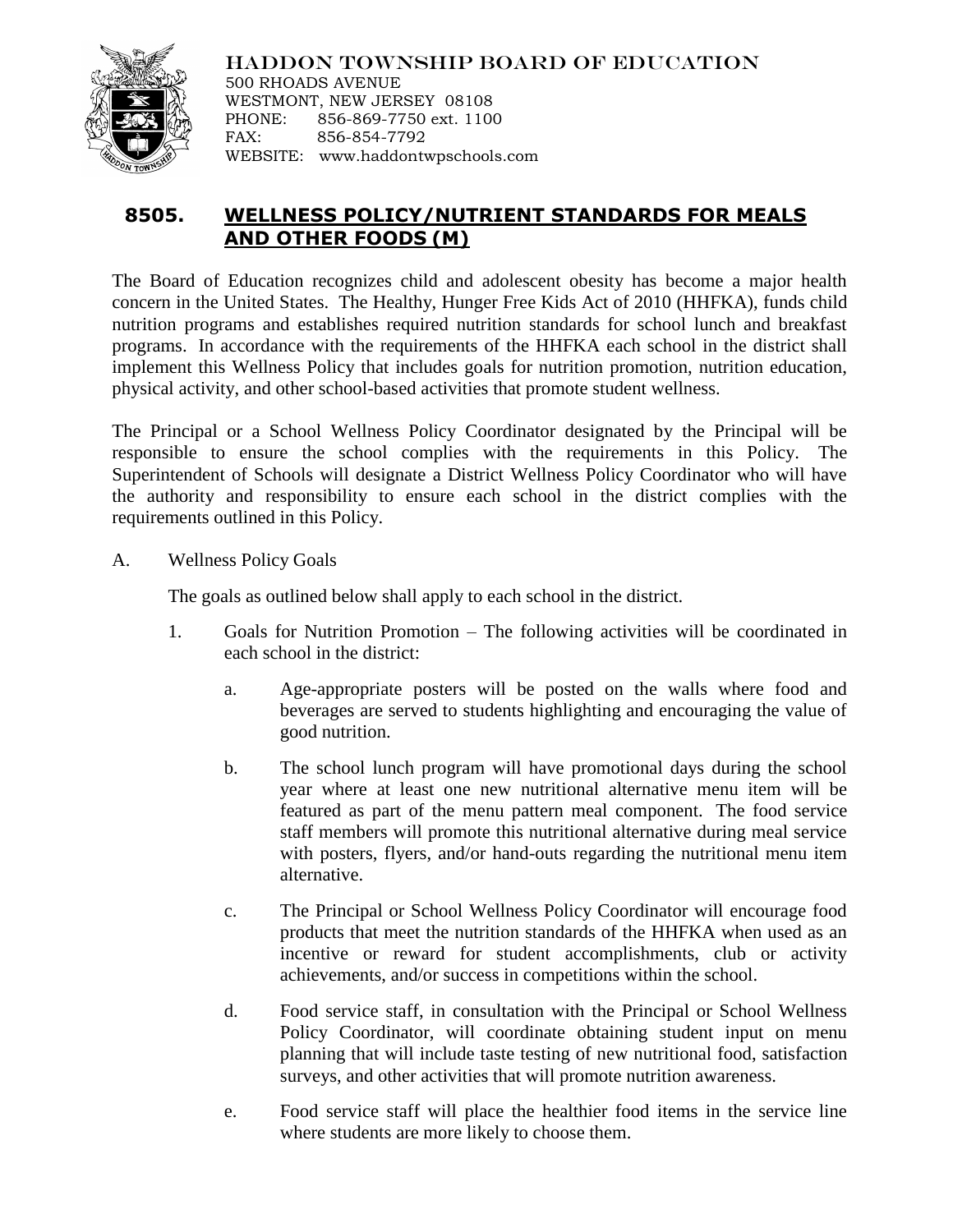HADDON TOWNSHIP BOARD OF EDUCATION
500 RHOADS AVENUE
WESTMONT, NEW JERSEY 08108
PHONE: 856-869-7750 ext. 1100
FAX: 856-854-7792
WEBSITE: www.haddontwpschools.com

# 8505. WELLNESS POLICY/NUTRIENT STANDARDS FOR MEALS AND OTHER FOODS (M)

The Board of Education recognizes child and adolescent obesity has become a major health concern in the United States. The Healthy, Hunger Free Kids Act of 2010 (HHFKA), funds child nutrition programs and establishes required nutrition standards for school lunch and breakfast programs. In accordance with the requirements of the HHFKA each school in the district shall implement this Wellness Policy that includes goals for nutrition promotion, nutrition education, physical activity, and other school-based activities that promote student wellness.

The Principal or a School Wellness Policy Coordinator designated by the Principal will be responsible to ensure the school complies with the requirements in this Policy. The Superintendent of Schools will designate a District Wellness Policy Coordinator who will have the authority and responsibility to ensure each school in the district complies with the requirements outlined in this Policy.

A. Wellness Policy Goals

The goals as outlined below shall apply to each school in the district.

1. Goals for Nutrition Promotion – The following activities will be coordinated in each school in the district:

   a. Age-appropriate posters will be posted on the walls where food and beverages are served to students highlighting and encouraging the value of good nutrition.

   b. The school lunch program will have promotional days during the school year where at least one new nutritional alternative menu item will be featured as part of the menu pattern meal component. The food service staff members will promote this nutritional alternative during meal service with posters, flyers, and/or hand-outs regarding the nutritional menu item alternative.

   c. The Principal or School Wellness Policy Coordinator will encourage food products that meet the nutrition standards of the HHFKA when used as an incentive or reward for student accomplishments, club or activity achievements, and/or success in competitions within the school.

   d. Food service staff, in consultation with the Principal or School Wellness Policy Coordinator, will coordinate obtaining student input on menu planning that will include taste testing of new nutritional food, satisfaction surveys, and other activities that will promote nutrition awareness.

   e. Food service staff will place the healthier food items in the service line where students are more likely to choose them.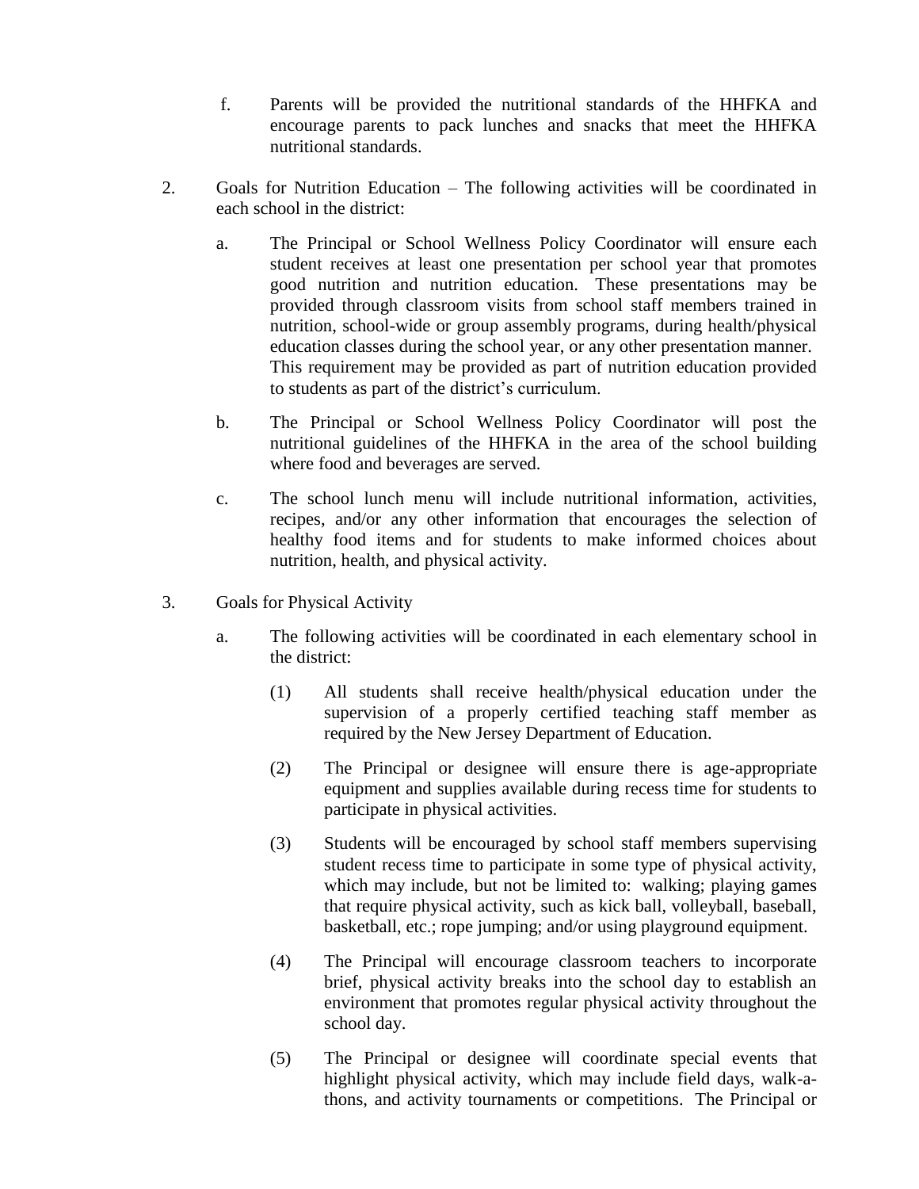f. Parents will be provided the nutritional standards of the HHFKA and encourage parents to pack lunches and snacks that meet the HHFKA nutritional standards.

2. Goals for Nutrition Education – The following activities will be coordinated in each school in the district:

   a. The Principal or School Wellness Policy Coordinator will ensure each student receives at least one presentation per school year that promotes good nutrition and nutrition education. These presentations may be provided through classroom visits from school staff members trained in nutrition, school-wide or group assembly programs, during health/physical education classes during the school year, or any other presentation manner. This requirement may be provided as part of nutrition education provided to students as part of the district's curriculum.

   b. The Principal or School Wellness Policy Coordinator will post the nutritional guidelines of the HHFKA in the area of the school building where food and beverages are served.

   c. The school lunch menu will include nutritional information, activities, recipes, and/or any other information that encourages the selection of healthy food items and for students to make informed choices about nutrition, health, and physical activity.

3. Goals for Physical Activity

   a. The following activities will be coordinated in each elementary school in the district:

      (1) All students shall receive health/physical education under the supervision of a properly certified teaching staff member as required by the New Jersey Department of Education.

      (2) The Principal or designee will ensure there is age-appropriate equipment and supplies available during recess time for students to participate in physical activities.

      (3) Students will be encouraged by school staff members supervising student recess time to participate in some type of physical activity, which may include, but not be limited to: walking; playing games that require physical activity, such as kick ball, volleyball, baseball, basketball, etc.; rope jumping; and/or using playground equipment.

      (4) The Principal will encourage classroom teachers to incorporate brief, physical activity breaks into the school day to establish an environment that promotes regular physical activity throughout the school day.

      (5) The Principal or designee will coordinate special events that highlight physical activity, which may include field days, walk-a-thons, and activity tournaments or competitions. The Principal or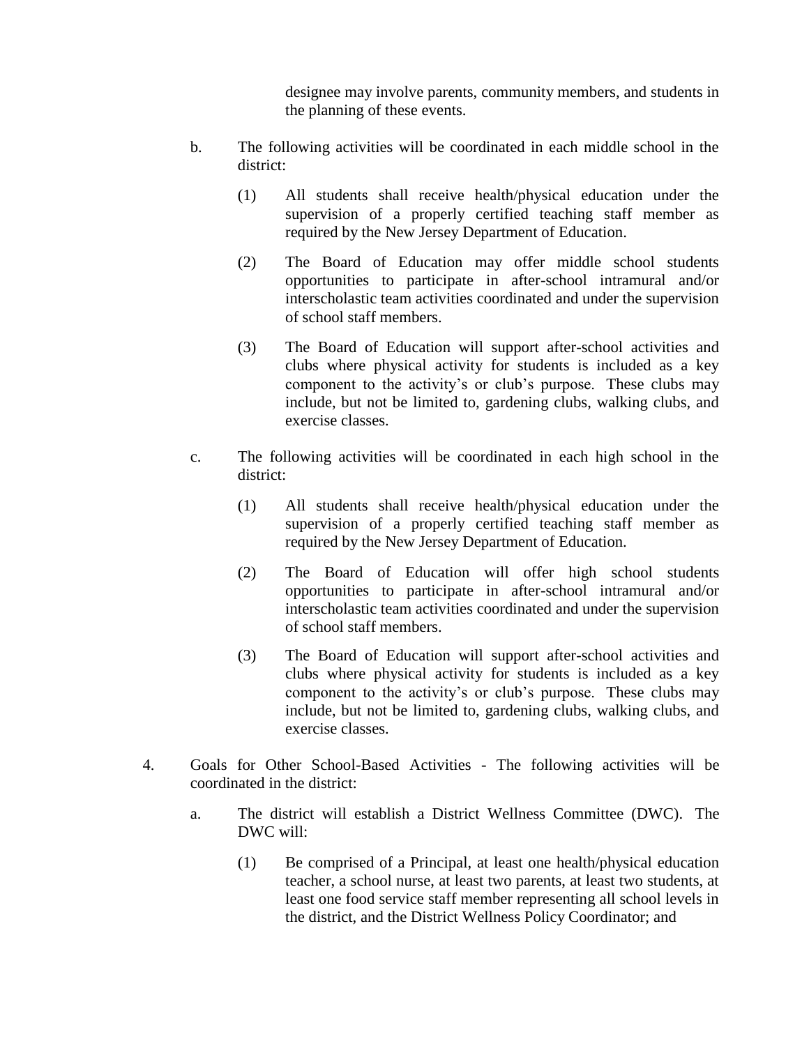designee may involve parents, community members, and students in the planning of these events.

b. The following activities will be coordinated in each middle school in the district:

   (1) All students shall receive health/physical education under the supervision of a properly certified teaching staff member as required by the New Jersey Department of Education.

   (2) The Board of Education may offer middle school students opportunities to participate in after-school intramural and/or interscholastic team activities coordinated and under the supervision of school staff members.

   (3) The Board of Education will support after-school activities and clubs where physical activity for students is included as a key component to the activity's or club's purpose. These clubs may include, but not be limited to, gardening clubs, walking clubs, and exercise classes.

c. The following activities will be coordinated in each high school in the district:

   (1) All students shall receive health/physical education under the supervision of a properly certified teaching staff member as required by the New Jersey Department of Education.

   (2) The Board of Education will offer high school students opportunities to participate in after-school intramural and/or interscholastic team activities coordinated and under the supervision of school staff members.

   (3) The Board of Education will support after-school activities and clubs where physical activity for students is included as a key component to the activity's or club's purpose. These clubs may include, but not be limited to, gardening clubs, walking clubs, and exercise classes.

4. Goals for Other School-Based Activities - The following activities will be coordinated in the district:

   a. The district will establish a District Wellness Committee (DWC). The DWC will:

      (1) Be comprised of a Principal, at least one health/physical education teacher, a school nurse, at least two parents, at least two students, at least one food service staff member representing all school levels in the district, and the District Wellness Policy Coordinator; and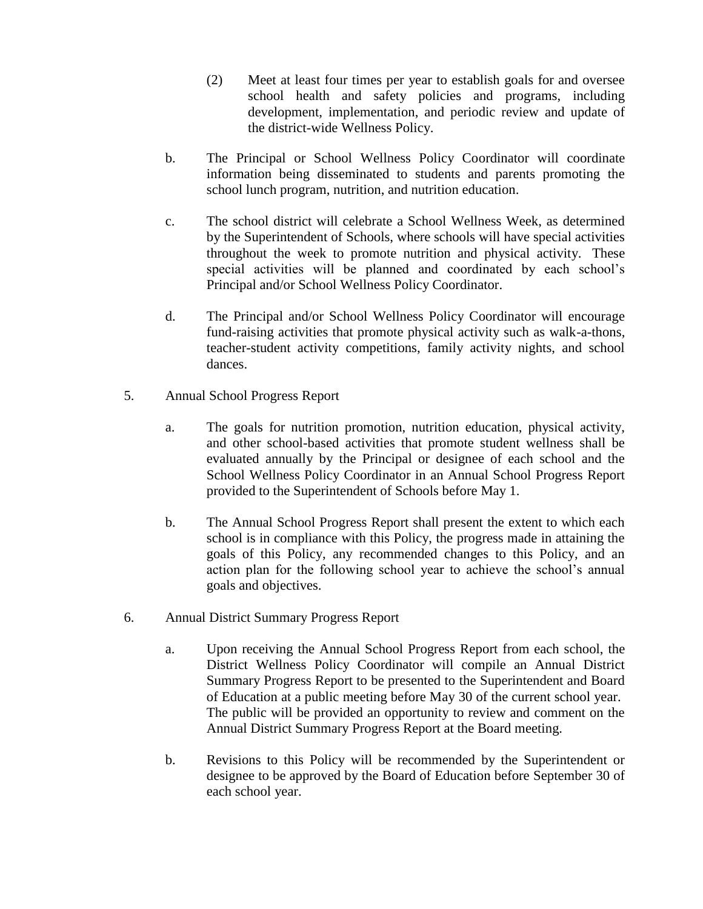(2) Meet at least four times per year to establish goals for and oversee school health and safety policies and programs, including development, implementation, and periodic review and update of the district-wide Wellness Policy.

b. The Principal or School Wellness Policy Coordinator will coordinate information being disseminated to students and parents promoting the school lunch program, nutrition, and nutrition education.

c. The school district will celebrate a School Wellness Week, as determined by the Superintendent of Schools, where schools will have special activities throughout the week to promote nutrition and physical activity. These special activities will be planned and coordinated by each school's Principal and/or School Wellness Policy Coordinator.

d. The Principal and/or School Wellness Policy Coordinator will encourage fund-raising activities that promote physical activity such as walk-a-thons, teacher-student activity competitions, family activity nights, and school dances.

5. Annual School Progress Report

a. The goals for nutrition promotion, nutrition education, physical activity, and other school-based activities that promote student wellness shall be evaluated annually by the Principal or designee of each school and the School Wellness Policy Coordinator in an Annual School Progress Report provided to the Superintendent of Schools before May 1.

b. The Annual School Progress Report shall present the extent to which each school is in compliance with this Policy, the progress made in attaining the goals of this Policy, any recommended changes to this Policy, and an action plan for the following school year to achieve the school's annual goals and objectives.

6. Annual District Summary Progress Report

a. Upon receiving the Annual School Progress Report from each school, the District Wellness Policy Coordinator will compile an Annual District Summary Progress Report to be presented to the Superintendent and Board of Education at a public meeting before May 30 of the current school year. The public will be provided an opportunity to review and comment on the Annual District Summary Progress Report at the Board meeting.

b. Revisions to this Policy will be recommended by the Superintendent or designee to be approved by the Board of Education before September 30 of each school year.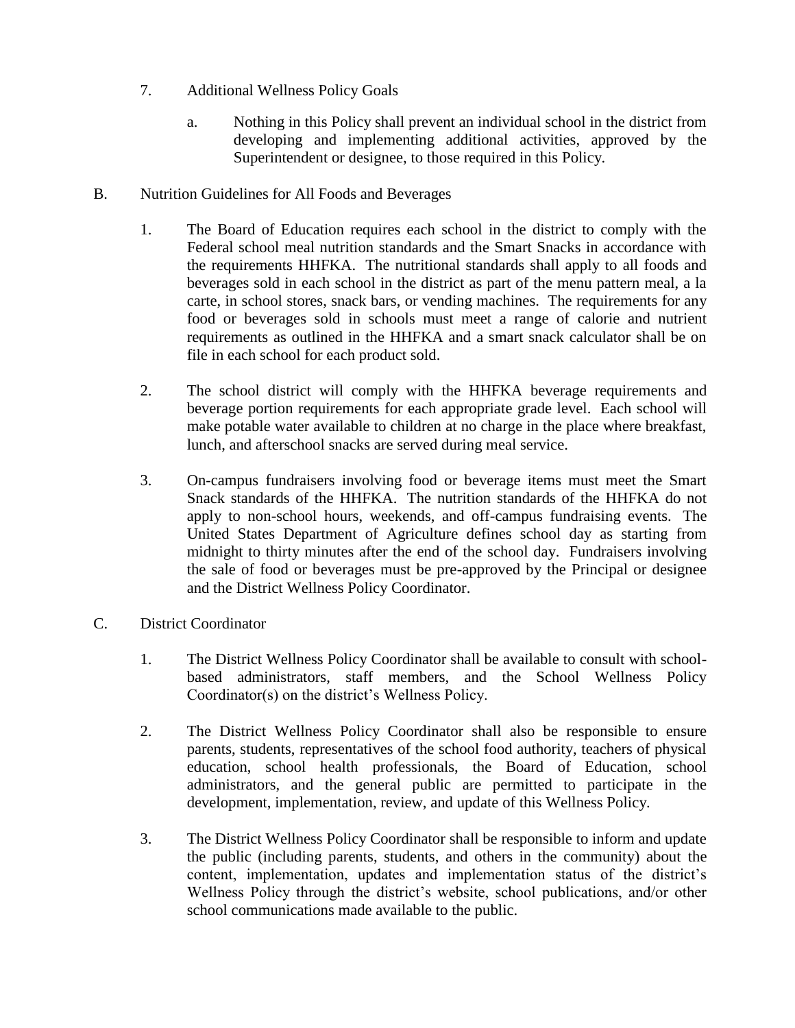7. Additional Wellness Policy Goals

   a. Nothing in this Policy shall prevent an individual school in the district from developing and implementing additional activities, approved by the Superintendent or designee, to those required in this Policy.

B. Nutrition Guidelines for All Foods and Beverages

   1. The Board of Education requires each school in the district to comply with the Federal school meal nutrition standards and the Smart Snacks in accordance with the requirements HHFKA. The nutritional standards shall apply to all foods and beverages sold in each school in the district as part of the menu pattern meal, a la carte, in school stores, snack bars, or vending machines. The requirements for any food or beverages sold in schools must meet a range of calorie and nutrient requirements as outlined in the HHFKA and a smart snack calculator shall be on file in each school for each product sold.

   2. The school district will comply with the HHFKA beverage requirements and beverage portion requirements for each appropriate grade level. Each school will make potable water available to children at no charge in the place where breakfast, lunch, and afterschool snacks are served during meal service.

   3. On-campus fundraisers involving food or beverage items must meet the Smart Snack standards of the HHFKA. The nutrition standards of the HHFKA do not apply to non-school hours, weekends, and off-campus fundraising events. The United States Department of Agriculture defines school day as starting from midnight to thirty minutes after the end of the school day. Fundraisers involving the sale of food or beverages must be pre-approved by the Principal or designee and the District Wellness Policy Coordinator.

C. District Coordinator

   1. The District Wellness Policy Coordinator shall be available to consult with school-based administrators, staff members, and the School Wellness Policy Coordinator(s) on the district's Wellness Policy.

   2. The District Wellness Policy Coordinator shall also be responsible to ensure parents, students, representatives of the school food authority, teachers of physical education, school health professionals, the Board of Education, school administrators, and the general public are permitted to participate in the development, implementation, review, and update of this Wellness Policy.

   3. The District Wellness Policy Coordinator shall be responsible to inform and update the public (including parents, students, and others in the community) about the content, implementation, updates and implementation status of the district's Wellness Policy through the district's website, school publications, and/or other school communications made available to the public.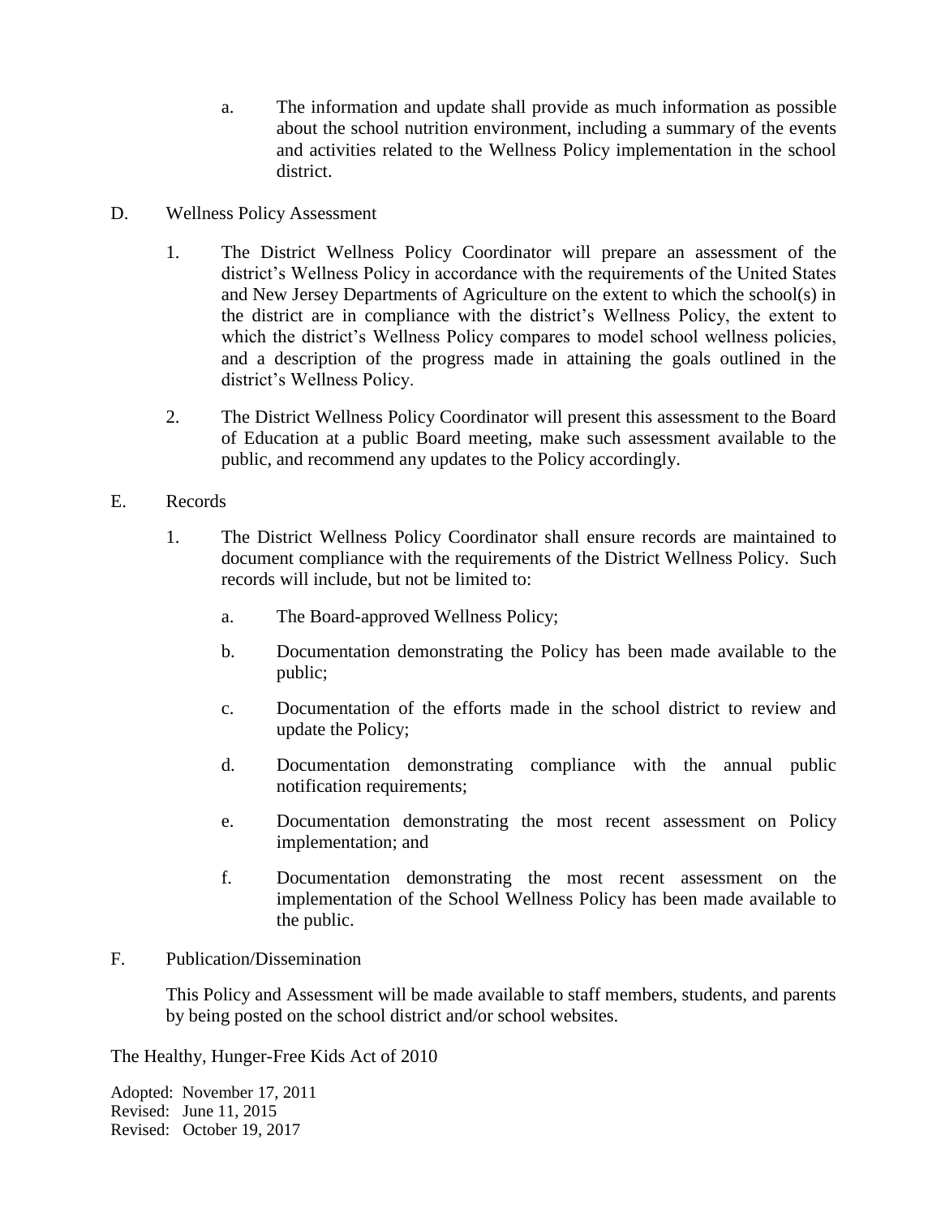a. The information and update shall provide as much information as possible about the school nutrition environment, including a summary of the events and activities related to the Wellness Policy implementation in the school district.

D. Wellness Policy Assessment

1. The District Wellness Policy Coordinator will prepare an assessment of the district's Wellness Policy in accordance with the requirements of the United States and New Jersey Departments of Agriculture on the extent to which the school(s) in the district are in compliance with the district's Wellness Policy, the extent to which the district's Wellness Policy compares to model school wellness policies, and a description of the progress made in attaining the goals outlined in the district's Wellness Policy.

2. The District Wellness Policy Coordinator will present this assessment to the Board of Education at a public Board meeting, make such assessment available to the public, and recommend any updates to the Policy accordingly.

E. Records

1. The District Wellness Policy Coordinator shall ensure records are maintained to document compliance with the requirements of the District Wellness Policy. Such records will include, but not be limited to:

   a. The Board-approved Wellness Policy;

   b. Documentation demonstrating the Policy has been made available to the public;

   c. Documentation of the efforts made in the school district to review and update the Policy;

   d. Documentation demonstrating compliance with the annual public notification requirements;

   e. Documentation demonstrating the most recent assessment on Policy implementation; and

   f. Documentation demonstrating the most recent assessment on the implementation of the School Wellness Policy has been made available to the public.

F. Publication/Dissemination

This Policy and Assessment will be made available to staff members, students, and parents by being posted on the school district and/or school websites.

The Healthy, Hunger-Free Kids Act of 2010

Adopted: November 17, 2011
Revised: June 11, 2015
Revised: October 19, 2017